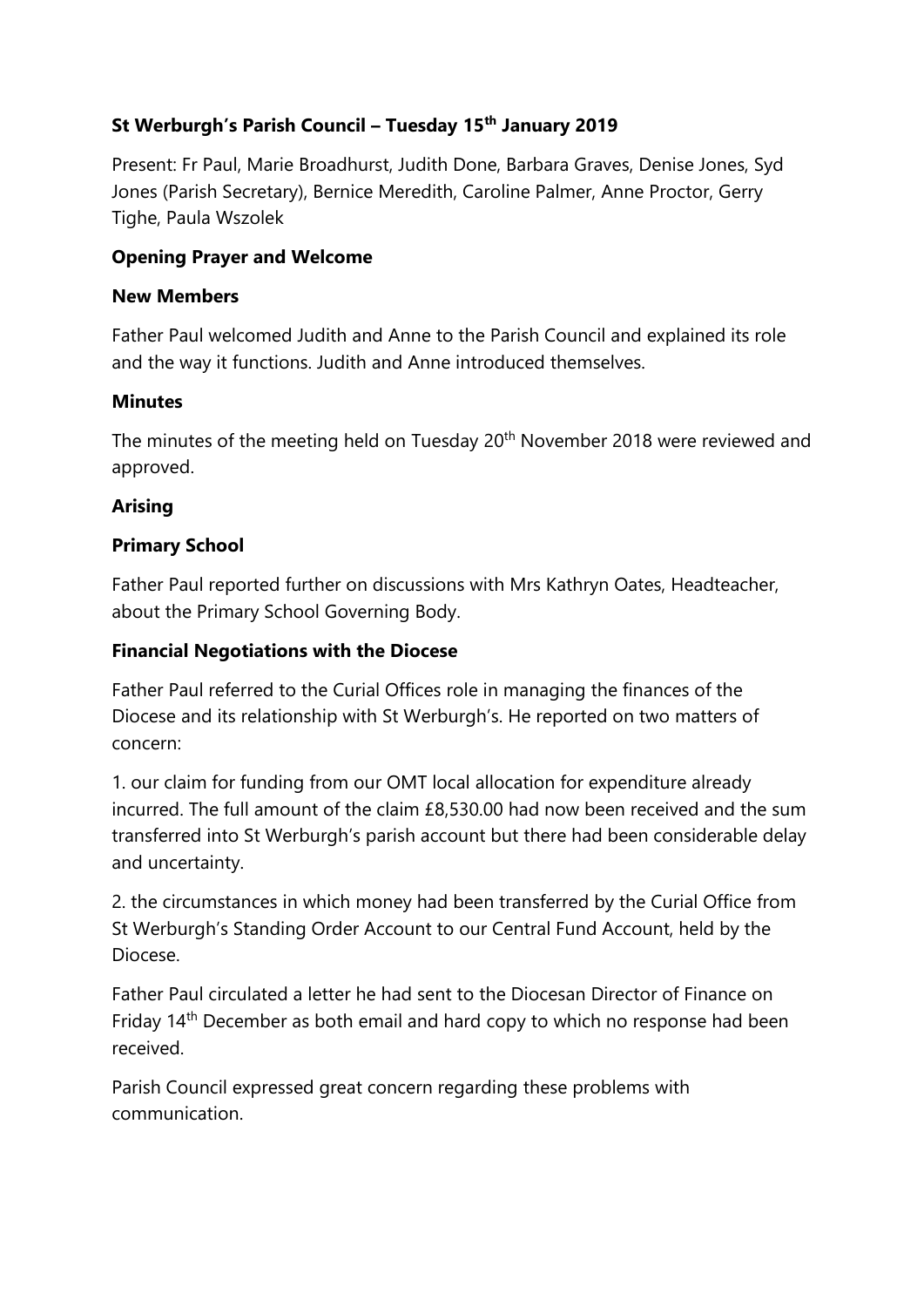**St Werburgh's Parish Council – Tuesday 15th January 2019**

Present: Fr Paul, Marie Broadhurst, Judith Done, Barbara Graves, Denise Jones, Syd Jones (Parish Secretary), Bernice Meredith, Caroline Palmer, Anne Proctor, Gerry Tighe, Paula Wszolek

**Opening Prayer and Welcome**

**New Members**

Father Paul welcomed Judith and Anne to the Parish Council and explained its role and the way it functions. Judith and Anne introduced themselves.

**Minutes**

The minutes of the meeting held on Tuesday 20th November 2018 were reviewed and approved.

**Arising**

**Primary School**

Father Paul reported further on discussions with Mrs Kathryn Oates, Headteacher, about the Primary School Governing Body.

**Financial Negotiations with the Diocese**

Father Paul referred to the Curial Offices role in managing the finances of the Diocese and its relationship with St Werburgh's. He reported on two matters of concern:

1. our claim for funding from our OMT local allocation for expenditure already incurred. The full amount of the claim £8,530.00 had now been received and the sum transferred into St Werburgh's parish account but there had been considerable delay and uncertainty.

2. the circumstances in which money had been transferred by the Curial Office from St Werburgh's Standing Order Account to our Central Fund Account, held by the Diocese.

Father Paul circulated a letter he had sent to the Diocesan Director of Finance on Friday 14th December as both email and hard copy to which no response had been received.

Parish Council expressed great concern regarding these problems with communication.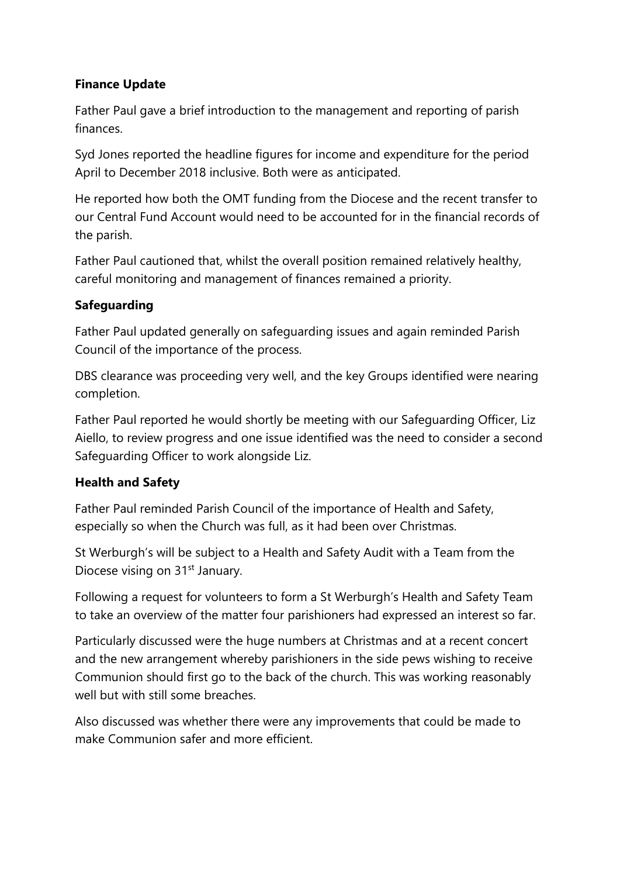**Finance Update**

Father Paul gave a brief introduction to the management and reporting of parish finances.

Syd Jones reported the headline figures for income and expenditure for the period April to December 2018 inclusive. Both were as anticipated.

He reported how both the OMT funding from the Diocese and the recent transfer to our Central Fund Account would need to be accounted for in the financial records of the parish.

Father Paul cautioned that, whilst the overall position remained relatively healthy, careful monitoring and management of finances remained a priority.

**Safeguarding**

Father Paul updated generally on safeguarding issues and again reminded Parish Council of the importance of the process.

DBS clearance was proceeding very well, and the key Groups identified were nearing completion.

Father Paul reported he would shortly be meeting with our Safeguarding Officer, Liz Aiello, to review progress and one issue identified was the need to consider a second Safeguarding Officer to work alongside Liz.

**Health and Safety**

Father Paul reminded Parish Council of the importance of Health and Safety, especially so when the Church was full, as it had been over Christmas.

St Werburgh's will be subject to a Health and Safety Audit with a Team from the Diocese vising on 31st January.

Following a request for volunteers to form a St Werburgh's Health and Safety Team to take an overview of the matter four parishioners had expressed an interest so far.

Particularly discussed were the huge numbers at Christmas and at a recent concert and the new arrangement whereby parishioners in the side pews wishing to receive Communion should first go to the back of the church. This was working reasonably well but with still some breaches.

Also discussed was whether there were any improvements that could be made to make Communion safer and more efficient.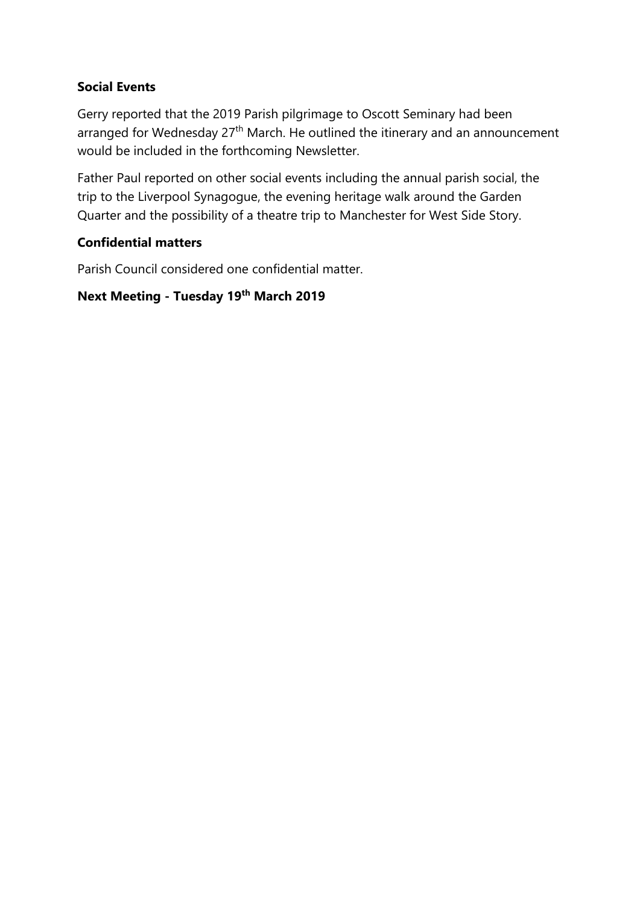**Social Events**

Gerry reported that the 2019 Parish pilgrimage to Oscott Seminary had been arranged for Wednesday 27th March. He outlined the itinerary and an announcement would be included in the forthcoming Newsletter.

Father Paul reported on other social events including the annual parish social, the trip to the Liverpool Synagogue, the evening heritage walk around the Garden Quarter and the possibility of a theatre trip to Manchester for West Side Story.

**Confidential matters**

Parish Council considered one confidential matter.

**Next Meeting - Tuesday 19th March 2019**